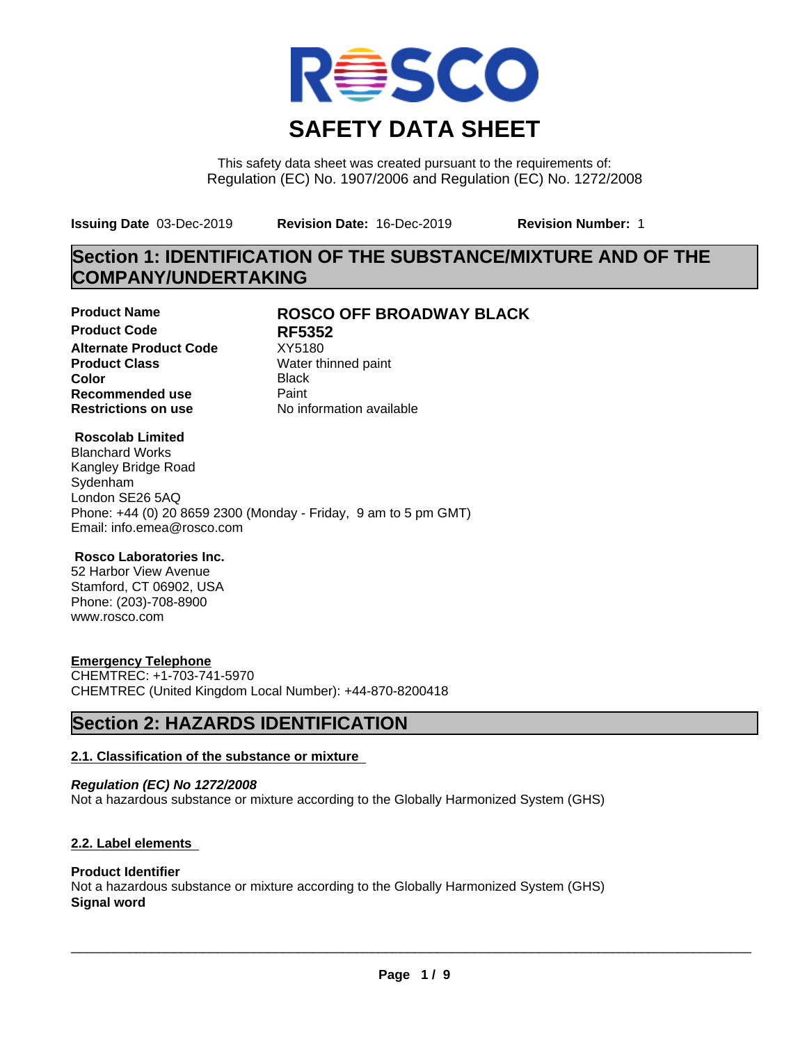# SAFETY DATA SHEET

This safety data sheet was created pursuant to the requirements of:
Regulation (EC) No. 1907/2006 and Regulation (EC) No. 1272/2008

**Issuing Date** 03-Dec-2019 **Revision Date:** 16-Dec-2019 **Revision Number:** 1

## Section 1: IDENTIFICATION OF THE SUBSTANCE/MIXTURE AND OF THE COMPANY/UNDERTAKING

| | |
|---|---|
| **Product Name** | **ROSCO OFF BROADWAY BLACK** |
| **Product Code** | **RF5352** |
| **Alternate Product Code** | XY5180 |
| **Product Class** | Water thinned paint |
| **Color** | Black |
| **Recommended use** | Paint |
| **Restrictions on use** | No information available |

**Roscolab Limited**
Blanchard Works
Kangley Bridge Road
Sydenham
London SE26 5AQ
Phone: +44 (0) 20 8659 2300 (Monday - Friday, 9 am to 5 pm GMT)
Email: info.emea@rosco.com

**Rosco Laboratories Inc.**
52 Harbor View Avenue
Stamford, CT 06902, USA
Phone: (203)-708-8900
www.rosco.com

**Emergency Telephone**
CHEMTREC: +1-703-741-5970
CHEMTREC (United Kingdom Local Number): +44-870-8200418

## Section 2: HAZARDS IDENTIFICATION

### 2.1. Classification of the substance or mixture

***Regulation (EC) No 1272/2008***
Not a hazardous substance or mixture according to the Globally Harmonized System (GHS)

### 2.2. Label elements

**Product Identifier**
Not a hazardous substance or mixture according to the Globally Harmonized System (GHS)
**Signal word**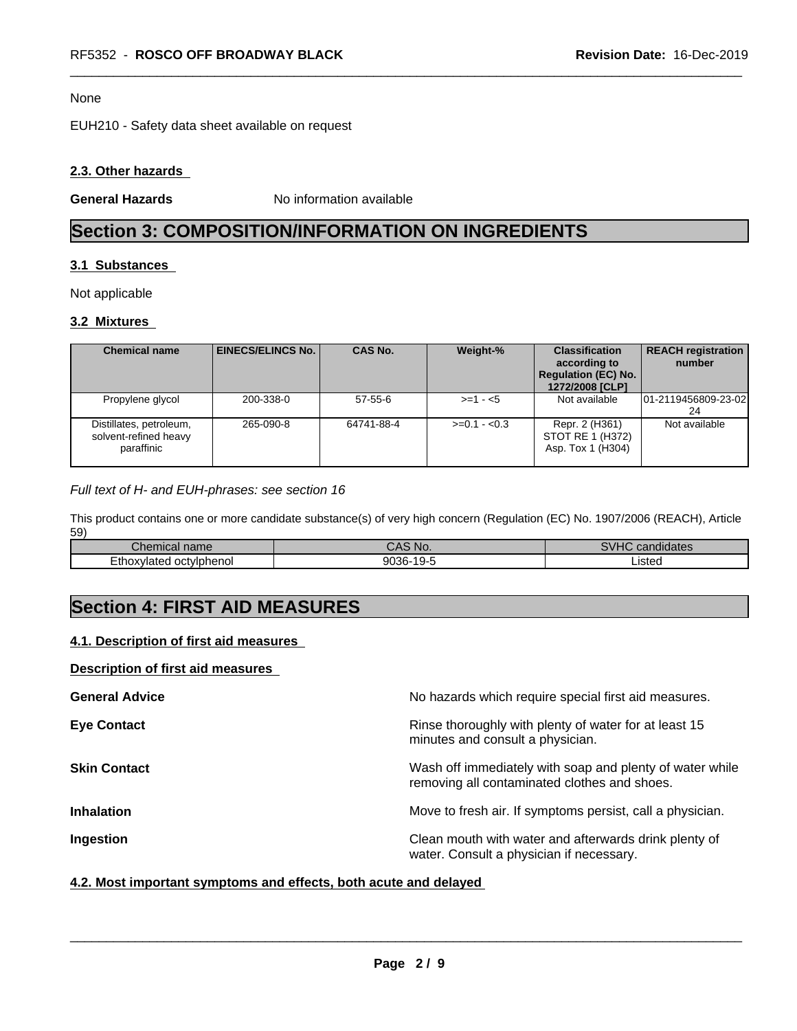None

EUH210 - Safety data sheet available on request

### 2.3. Other hazards

**General Hazards** No information available

# Section 3: COMPOSITION/INFORMATION ON INGREDIENTS

### 3.1 Substances

Not applicable

### 3.2 Mixtures

| Chemical name | EINECS/ELINCS No. | CAS No. | Weight-% | Classification according to Regulation (EC) No. 1272/2008 [CLP] | REACH registration number |
|---|---|---|---|---|---|
| Propylene glycol | 200-338-0 | 57-55-6 | >=1 - <5 | Not available | 01-2119456809-23-0224 |
| Distillates, petroleum, solvent-refined heavy paraffinic | 265-090-8 | 64741-88-4 | >=0.1 - <0.3 | Repr. 2 (H361)<br>STOT RE 1 (H372)<br>Asp. Tox 1 (H304) | Not available |

*Full text of H- and EUH-phrases: see section 16*

This product contains one or more candidate substance(s) of very high concern (Regulation (EC) No. 1907/2006 (REACH), Article 59)

| Chemical name | CAS No. | SVHC candidates |
|---|---|---|
| Ethoxylated octylphenol | 9036-19-5 | Listed |

# Section 4: FIRST AID MEASURES

### 4.1. Description of first aid measures

**Description of first aid measures**

**General Advice** No hazards which require special first aid measures.

**Eye Contact** Rinse thoroughly with plenty of water for at least 15 minutes and consult a physician.

**Skin Contact** Wash off immediately with soap and plenty of water while removing all contaminated clothes and shoes.

**Inhalation** Move to fresh air. If symptoms persist, call a physician.

**Ingestion** Clean mouth with water and afterwards drink plenty of water. Consult a physician if necessary.

### 4.2. Most important symptoms and effects, both acute and delayed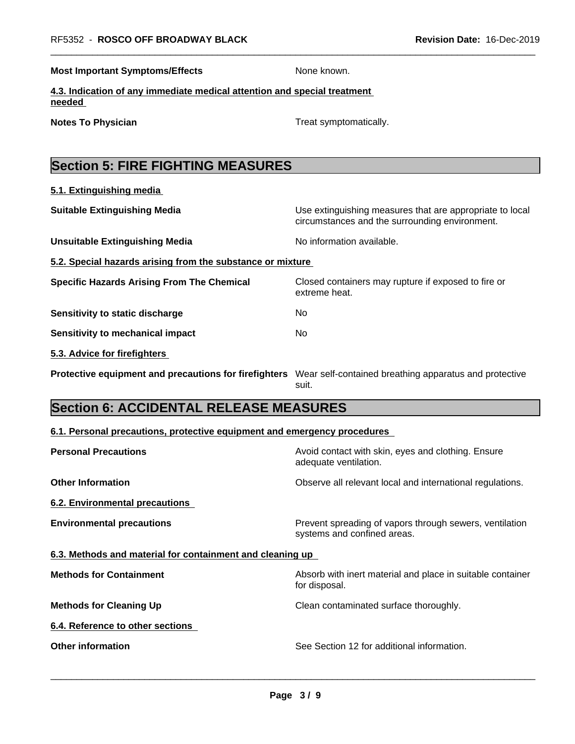| | |
|---|---|
| **Most Important Symptoms/Effects** | None known. |

**4.3. Indication of any immediate medical attention and special treatment needed**

| | |
|---|---|
| **Notes To Physician** | Treat symptomatically. |

## Section 5: FIRE FIGHTING MEASURES

**5.1. Extinguishing media**

| | |
|---|---|
| **Suitable Extinguishing Media** | Use extinguishing measures that are appropriate to local circumstances and the surrounding environment. |
| **Unsuitable Extinguishing Media** | No information available. |

**5.2. Special hazards arising from the substance or mixture**

| | |
|---|---|
| **Specific Hazards Arising From The Chemical** | Closed containers may rupture if exposed to fire or extreme heat. |
| **Sensitivity to static discharge** | No |
| **Sensitivity to mechanical impact** | No |

**5.3. Advice for firefighters**

| | |
|---|---|
| **Protective equipment and precautions for firefighters** | Wear self-contained breathing apparatus and protective suit. |

## Section 6: ACCIDENTAL RELEASE MEASURES

**6.1. Personal precautions, protective equipment and emergency procedures**

| | |
|---|---|
| **Personal Precautions** | Avoid contact with skin, eyes and clothing. Ensure adequate ventilation. |
| **Other Information** | Observe all relevant local and international regulations. |

**6.2. Environmental precautions**

| | |
|---|---|
| **Environmental precautions** | Prevent spreading of vapors through sewers, ventilation systems and confined areas. |

**6.3. Methods and material for containment and cleaning up**

| | |
|---|---|
| **Methods for Containment** | Absorb with inert material and place in suitable container for disposal. |
| **Methods for Cleaning Up** | Clean contaminated surface thoroughly. |

**6.4. Reference to other sections**

| | |
|---|---|
| **Other information** | See Section 12 for additional information. |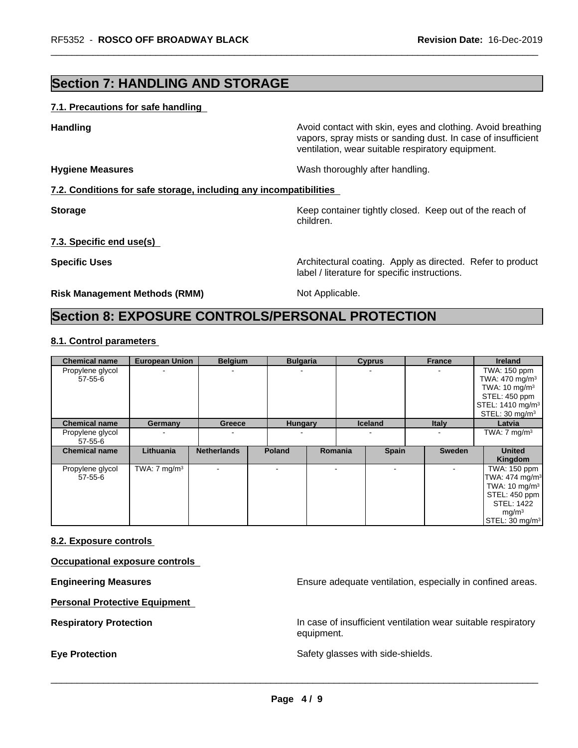# Section 7: HANDLING AND STORAGE

## 7.1. Precautions for safe handling

**Handling** Avoid contact with skin, eyes and clothing. Avoid breathing vapors, spray mists or sanding dust. In case of insufficient ventilation, wear suitable respiratory equipment.

**Hygiene Measures** Wash thoroughly after handling.

## 7.2. Conditions for safe storage, including any incompatibilities

**Storage** Keep container tightly closed. Keep out of the reach of children.

## 7.3. Specific end use(s)

**Specific Uses** Architectural coating. Apply as directed. Refer to product label / literature for specific instructions.

**Risk Management Methods (RMM)** Not Applicable.

# Section 8: EXPOSURE CONTROLS/PERSONAL PROTECTION

## 8.1. Control parameters

| Chemical name | European Union | Belgium | Bulgaria | Cyprus | France | Ireland |
|---|---|---|---|---|---|---|
| Propylene glycol 57-55-6 | - | - | - | - | - | TWA: 150 ppm TWA: 470 mg/m³ TWA: 10 mg/m³ STEL: 450 ppm STEL: 1410 mg/m³ STEL: 30 mg/m³ |

| Chemical name | Germany | Greece | Hungary | Iceland | Italy | Latvia |
|---|---|---|---|---|---|---|
| Propylene glycol 57-55-6 | - | - | - | - | - | TWA: 7 mg/m³ |

| Chemical name | Lithuania | Netherlands | Poland | Romania | Spain | Sweden | United Kingdom |
|---|---|---|---|---|---|---|---|
| Propylene glycol 57-55-6 | TWA: 7 mg/m³ | - | - | - | - | - | TWA: 150 ppm TWA: 474 mg/m³ TWA: 10 mg/m³ STEL: 450 ppm STEL: 1422 mg/m³ STEL: 30 mg/m³ |

## 8.2. Exposure controls

**Occupational exposure controls**

**Engineering Measures** Ensure adequate ventilation, especially in confined areas.

**Personal Protective Equipment**

**Respiratory Protection** In case of insufficient ventilation wear suitable respiratory equipment.

**Eye Protection** Safety glasses with side-shields.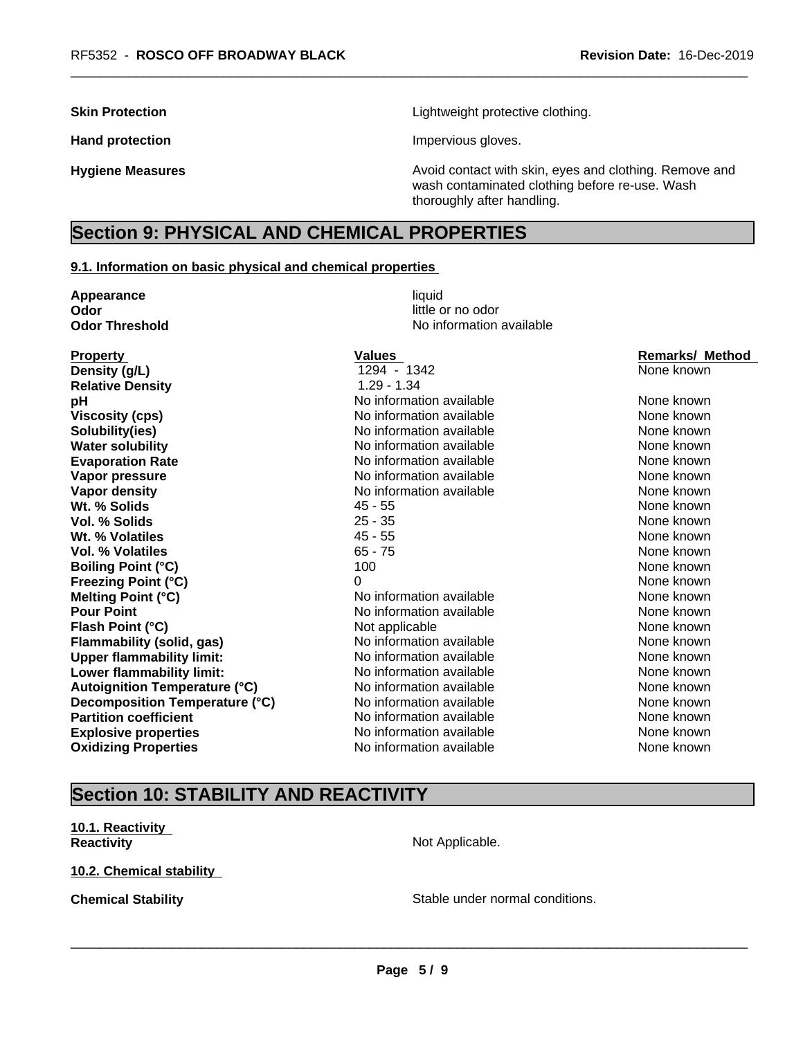**Skin Protection** Lightweight protective clothing.

**Hand protection** Impervious gloves.

**Hygiene Measures** Avoid contact with skin, eyes and clothing. Remove and wash contaminated clothing before re-use. Wash thoroughly after handling.

# Section 9: PHYSICAL AND CHEMICAL PROPERTIES

## 9.1. Information on basic physical and chemical properties

**Appearance** liquid
**Odor** little or no odor
**Odor Threshold** No information available

| Property | Values | Remarks/ Method |
|---|---|---|
| **Density (g/L)** | 1294 - 1342 | None known |
| **Relative Density** | 1.29 - 1.34 | |
| **pH** | No information available | None known |
| **Viscosity (cps)** | No information available | None known |
| **Solubility(ies)** | No information available | None known |
| **Water solubility** | No information available | None known |
| **Evaporation Rate** | No information available | None known |
| **Vapor pressure** | No information available | None known |
| **Vapor density** | No information available | None known |
| **Wt. % Solids** | 45 - 55 | None known |
| **Vol. % Solids** | 25 - 35 | None known |
| **Wt. % Volatiles** | 45 - 55 | None known |
| **Vol. % Volatiles** | 65 - 75 | None known |
| **Boiling Point (°C)** | 100 | None known |
| **Freezing Point (°C)** | 0 | None known |
| **Melting Point (°C)** | No information available | None known |
| **Pour Point** | No information available | None known |
| **Flash Point (°C)** | Not applicable | None known |
| **Flammability (solid, gas)** | No information available | None known |
| **Upper flammability limit:** | No information available | None known |
| **Lower flammability limit:** | No information available | None known |
| **Autoignition Temperature (°C)** | No information available | None known |
| **Decomposition Temperature (°C)** | No information available | None known |
| **Partition coefficient** | No information available | None known |
| **Explosive properties** | No information available | None known |
| **Oxidizing Properties** | No information available | None known |

# Section 10: STABILITY AND REACTIVITY

## 10.1. Reactivity

**Reactivity** Not Applicable.

## 10.2. Chemical stability

**Chemical Stability** Stable under normal conditions.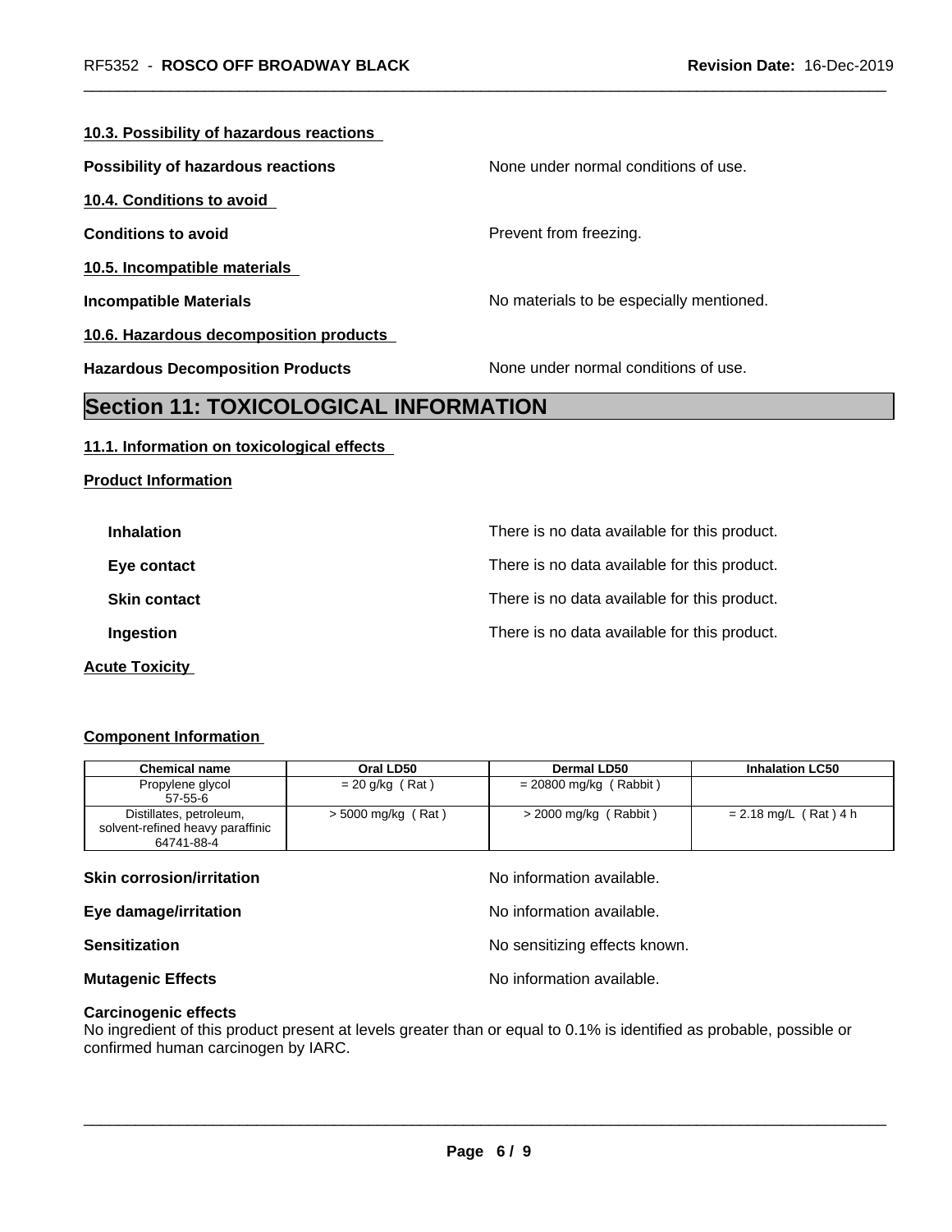**10.3. Possibility of hazardous reactions**

**Possibility of hazardous reactions** None under normal conditions of use.

**10.4. Conditions to avoid**

**Conditions to avoid** Prevent from freezing.

**10.5. Incompatible materials**

**Incompatible Materials** No materials to be especially mentioned.

**10.6. Hazardous decomposition products**

**Hazardous Decomposition Products** None under normal conditions of use.

# Section 11: TOXICOLOGICAL INFORMATION

**11.1. Information on toxicological effects**

**Product Information**

**Inhalation** There is no data available for this product.

**Eye contact** There is no data available for this product.

**Skin contact** There is no data available for this product.

**Ingestion** There is no data available for this product.

**Acute Toxicity**

**Component Information**

| Chemical name | Oral LD50 | Dermal LD50 | Inhalation LC50 |
|---|---|---|---|
| Propylene glycol<br>57-55-6 | = 20 g/kg ( Rat ) | = 20800 mg/kg ( Rabbit ) | |
| Distillates, petroleum, solvent-refined heavy paraffinic<br>64741-88-4 | > 5000 mg/kg ( Rat ) | > 2000 mg/kg ( Rabbit ) | = 2.18 mg/L ( Rat ) 4 h |

**Skin corrosion/irritation** No information available.

**Eye damage/irritation** No information available.

**Sensitization** No sensitizing effects known.

**Mutagenic Effects** No information available.

**Carcinogenic effects**
No ingredient of this product present at levels greater than or equal to 0.1% is identified as probable, possible or confirmed human carcinogen by IARC.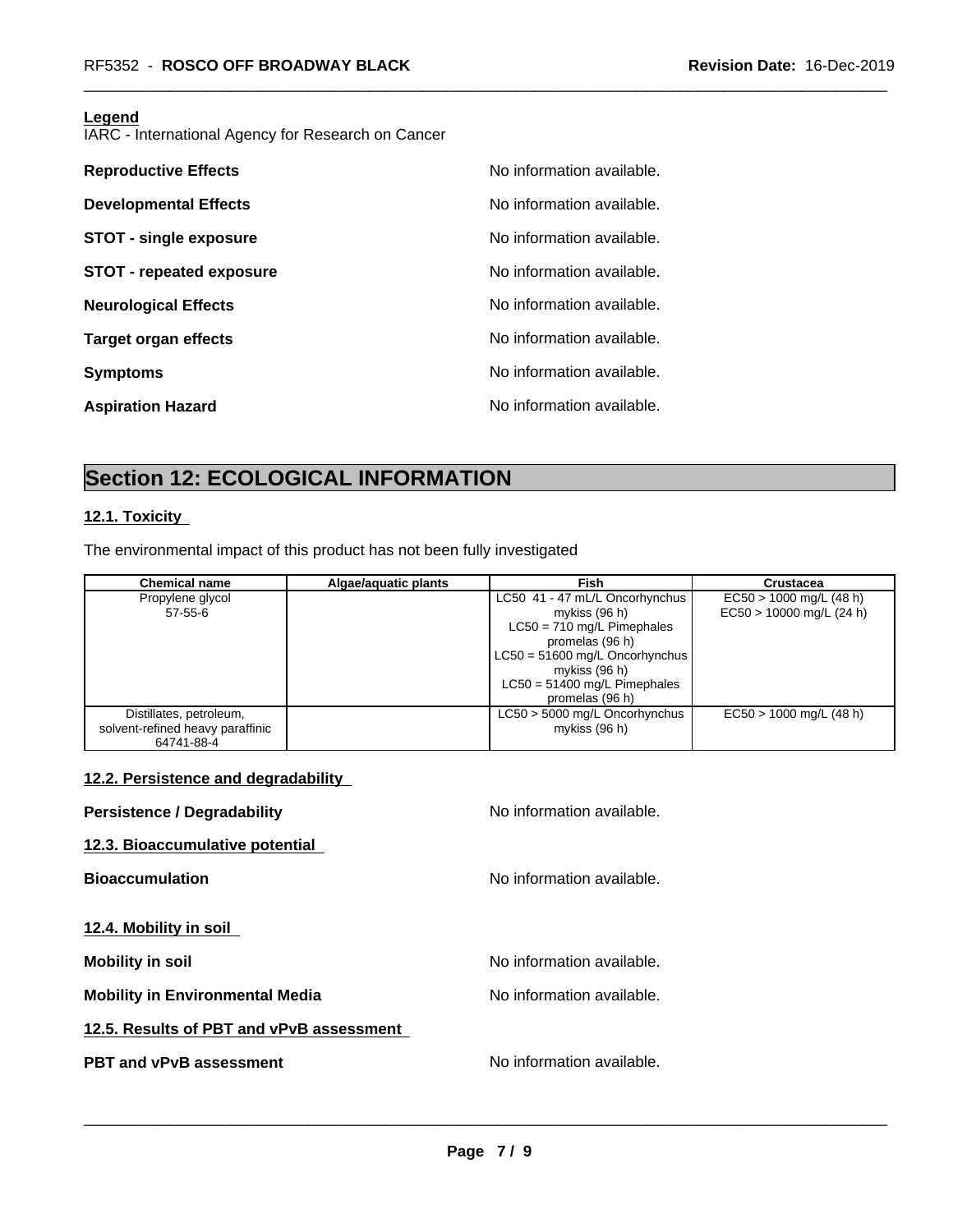**Legend**
IARC - International Agency for Research on Cancer

**Reproductive Effects** No information available.

**Developmental Effects** No information available.

**STOT - single exposure** No information available.

**STOT - repeated exposure** No information available.

**Neurological Effects** No information available.

**Target organ effects** No information available.

**Symptoms** No information available.

**Aspiration Hazard** No information available.

# Section 12: ECOLOGICAL INFORMATION

## 12.1. Toxicity

The environmental impact of this product has not been fully investigated

| Chemical name | Algae/aquatic plants | Fish | Crustacea |
|---|---|---|---|
| Propylene glycol<br>57-55-6 | | LC50 41 - 47 mL/L Oncorhynchus mykiss (96 h)<br>LC50 = 710 mg/L Pimephales promelas (96 h)<br>LC50 = 51600 mg/L Oncorhynchus mykiss (96 h)<br>LC50 = 51400 mg/L Pimephales promelas (96 h) | EC50 > 1000 mg/L (48 h)<br>EC50 > 10000 mg/L (24 h) |
| Distillates, petroleum, solvent-refined heavy paraffinic<br>64741-88-4 | | LC50 > 5000 mg/L Oncorhynchus mykiss (96 h) | EC50 > 1000 mg/L (48 h) |

## 12.2. Persistence and degradability

**Persistence / Degradability** No information available.

## 12.3. Bioaccumulative potential

**Bioaccumulation** No information available.

## 12.4. Mobility in soil

**Mobility in soil** No information available.

**Mobility in Environmental Media** No information available.

## 12.5. Results of PBT and vPvB assessment

**PBT and vPvB assessment** No information available.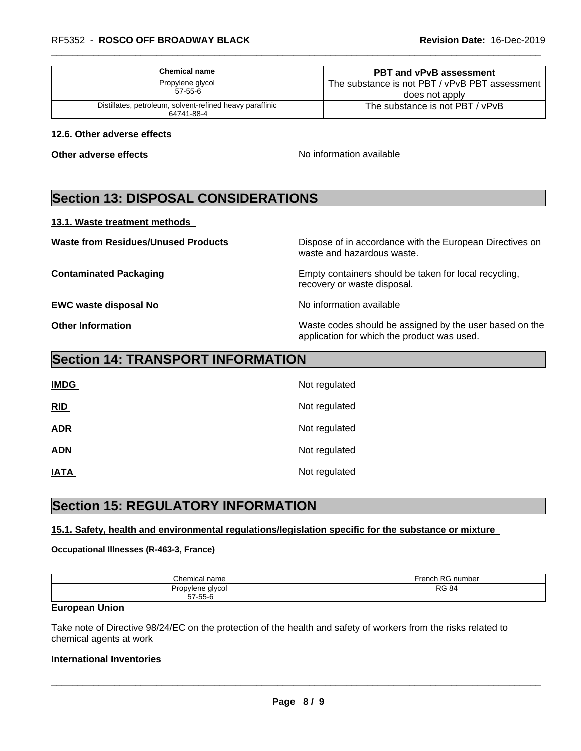| Chemical name | PBT and vPvB assessment |
| --- | --- |
| Propylene glycol 57-55-6 | The substance is not PBT / vPvB PBT assessment does not apply |
| Distillates, petroleum, solvent-refined heavy paraffinic 64741-88-4 | The substance is not PBT / vPvB |

### 12.6. Other adverse effects

**Other adverse effects** No information available

## Section 13: DISPOSAL CONSIDERATIONS

### 13.1. Waste treatment methods

**Waste from Residues/Unused Products** Dispose of in accordance with the European Directives on waste and hazardous waste.

**Contaminated Packaging** Empty containers should be taken for local recycling, recovery or waste disposal.

**EWC waste disposal No** No information available

**Other Information** Waste codes should be assigned by the user based on the application for which the product was used.

## Section 14: TRANSPORT INFORMATION

**IMDG** Not regulated

**RID** Not regulated

**ADR** Not regulated

**ADN** Not regulated

**IATA** Not regulated

## Section 15: REGULATORY INFORMATION

### 15.1. Safety, health and environmental regulations/legislation specific for the substance or mixture

**Occupational Illnesses (R-463-3, France)**

| Chemical name | French RG number |
| --- | --- |
| Propylene glycol 57-55-6 | RG 84 |

**European Union**

Take note of Directive 98/24/EC on the protection of the health and safety of workers from the risks related to chemical agents at work

**International Inventories**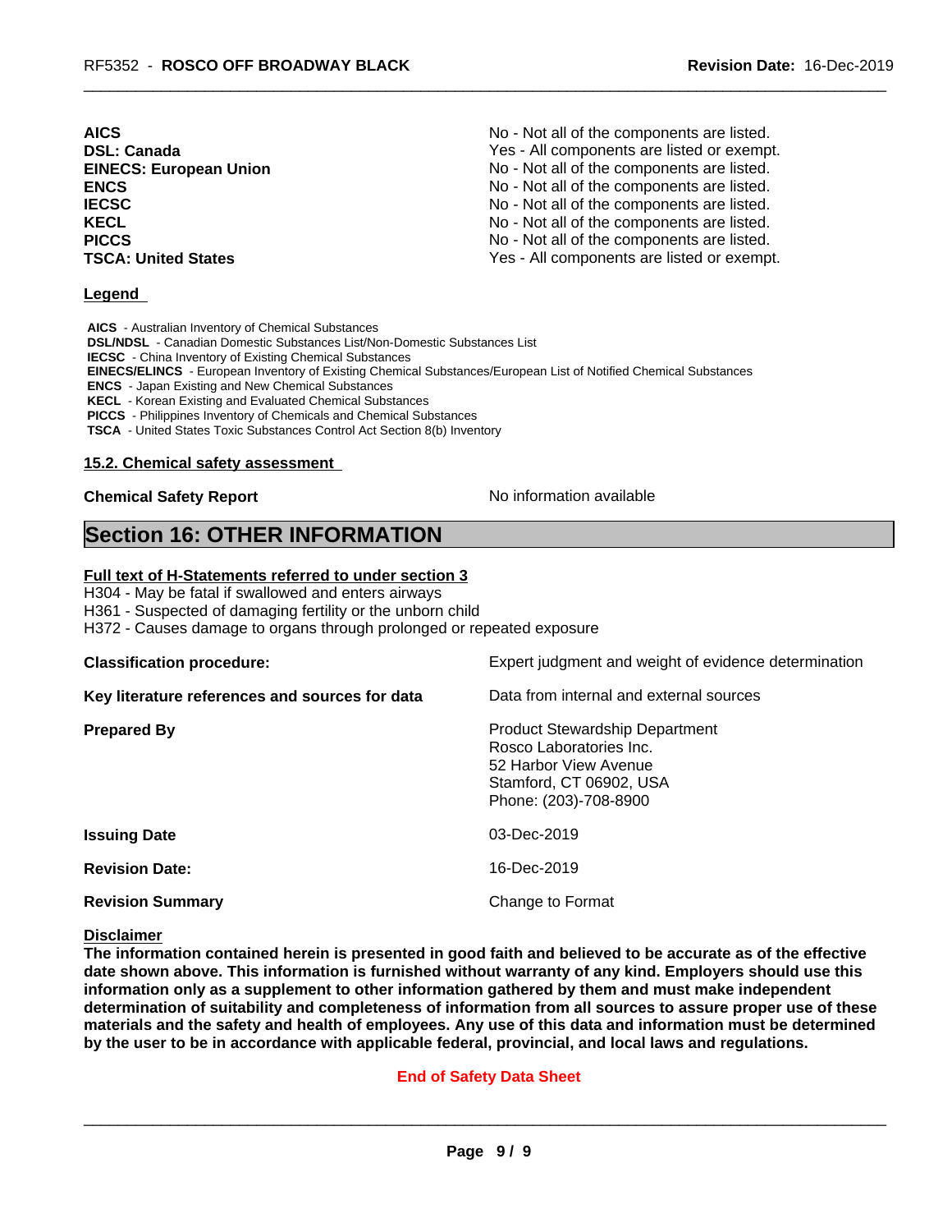| | |
|---|---|
| **AICS** | No - Not all of the components are listed. |
| **DSL: Canada** | Yes - All components are listed or exempt. |
| **EINECS: European Union** | No - Not all of the components are listed. |
| **ENCS** | No - Not all of the components are listed. |
| **IECSC** | No - Not all of the components are listed. |
| **KECL** | No - Not all of the components are listed. |
| **PICCS** | No - Not all of the components are listed. |
| **TSCA: United States** | Yes - All components are listed or exempt. |

**Legend**

**AICS** - Australian Inventory of Chemical Substances
**DSL/NDSL** - Canadian Domestic Substances List/Non-Domestic Substances List
**IECSC** - China Inventory of Existing Chemical Substances
**EINECS/ELINCS** - European Inventory of Existing Chemical Substances/European List of Notified Chemical Substances
**ENCS** - Japan Existing and New Chemical Substances
**KECL** - Korean Existing and Evaluated Chemical Substances
**PICCS** - Philippines Inventory of Chemicals and Chemical Substances
**TSCA** - United States Toxic Substances Control Act Section 8(b) Inventory

**15.2. Chemical safety assessment**

**Chemical Safety Report** No information available

# Section 16: OTHER INFORMATION

**Full text of H-Statements referred to under section 3**

H304 - May be fatal if swallowed and enters airways
H361 - Suspected of damaging fertility or the unborn child
H372 - Causes damage to organs through prolonged or repeated exposure

| | |
|---|---|
| **Classification procedure:** | Expert judgment and weight of evidence determination |
| **Key literature references and sources for data** | Data from internal and external sources |
| **Prepared By** | Product Stewardship Department<br>Rosco Laboratories Inc.<br>52 Harbor View Avenue<br>Stamford, CT 06902, USA<br>Phone: (203)-708-8900 |
| **Issuing Date** | 03-Dec-2019 |
| **Revision Date:** | 16-Dec-2019 |
| **Revision Summary** | Change to Format |

**Disclaimer**

**The information contained herein is presented in good faith and believed to be accurate as of the effective date shown above. This information is furnished without warranty of any kind. Employers should use this information only as a supplement to other information gathered by them and must make independent determination of suitability and completeness of information from all sources to assure proper use of these materials and the safety and health of employees. Any use of this data and information must be determined by the user to be in accordance with applicable federal, provincial, and local laws and regulations.**

**End of Safety Data Sheet**